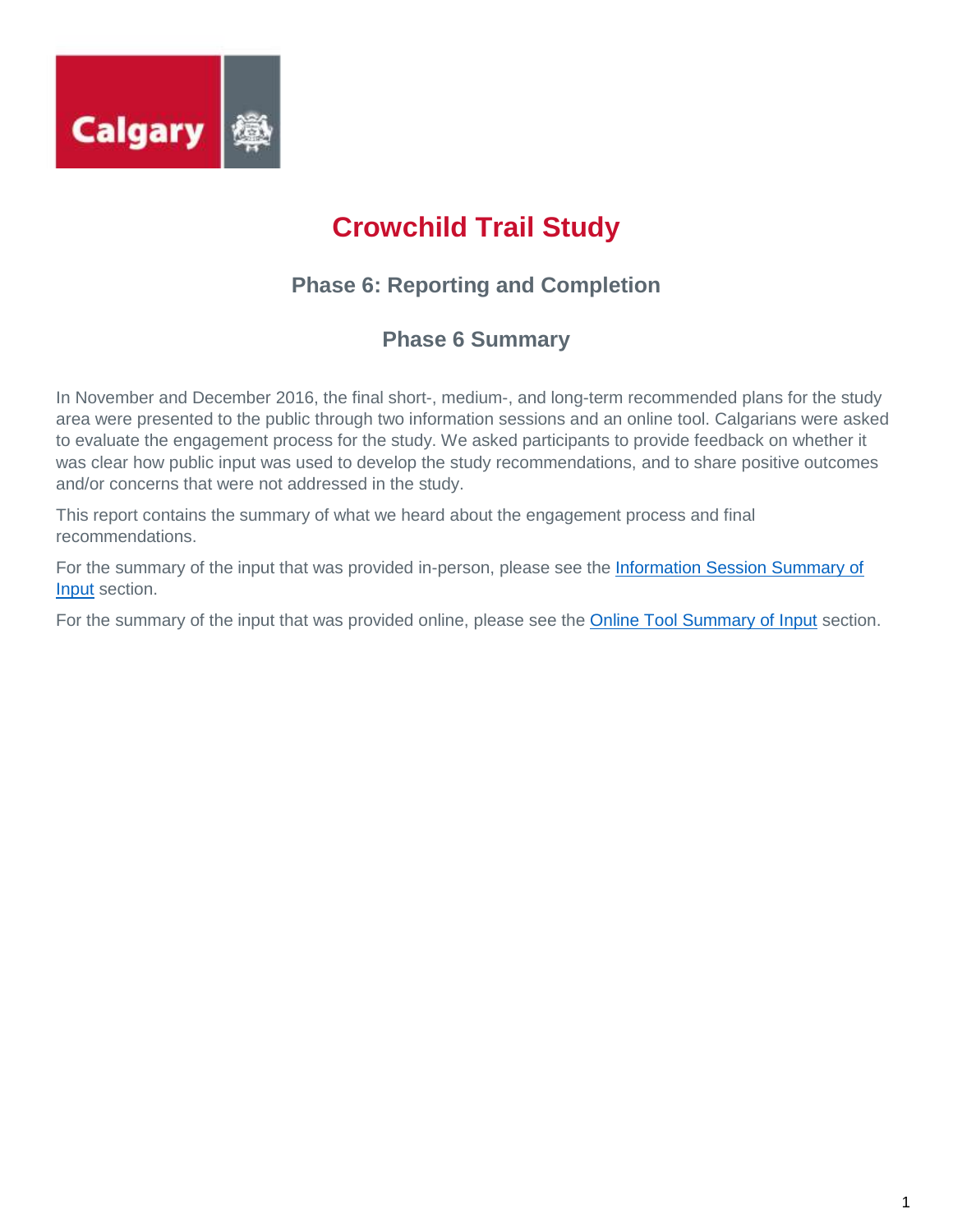# Crowchild Trail Study

## Phase 6: Reporting and Completion

### Phase 6 Summary

In November and December 2016, the final short-, medium-, and long-term recommended plans for the study area were presented to the public through two information sessions and an online tool. Calgarians were asked to evaluate the engagement process for the study. We asked participants to provide feedback on whether it was clear how public input was used to develop the study recommendations, and to share positive outcomes and/or concerns that were not addressed in the study.

This report contains the summary of what we heard about the engagement process and final recommendations.

For the summary of the input that was provided in-person, please see the Information Session Summary of Input section.

For the summary of the input that was provided online, please see the Online Tool Summary of Input section.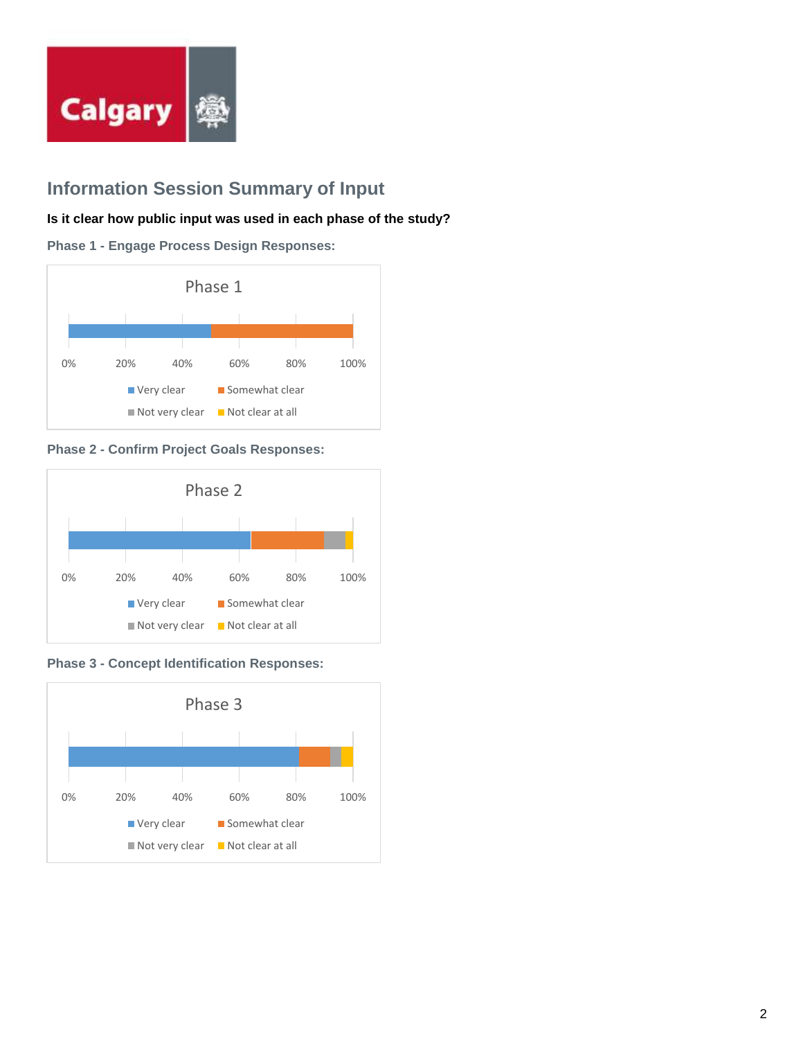## Information Session Summary of Input

**Is it clear how public input was used in each phase of the study?**

### Phase 1 - Engage Process Design Responses:

Phase 1

0% 20% 40% 60% 80% 100%

Very clear · Somewhat clear · Not very clear · Not clear at all

### Phase 2 - Confirm Project Goals Responses:

Phase 2

0% 20% 40% 60% 80% 100%

Very clear · Somewhat clear · Not very clear · Not clear at all

### Phase 3 - Concept Identification Responses:

Phase 3

0% 20% 40% 60% 80% 100%

Very clear · Somewhat clear · Not very clear · Not clear at all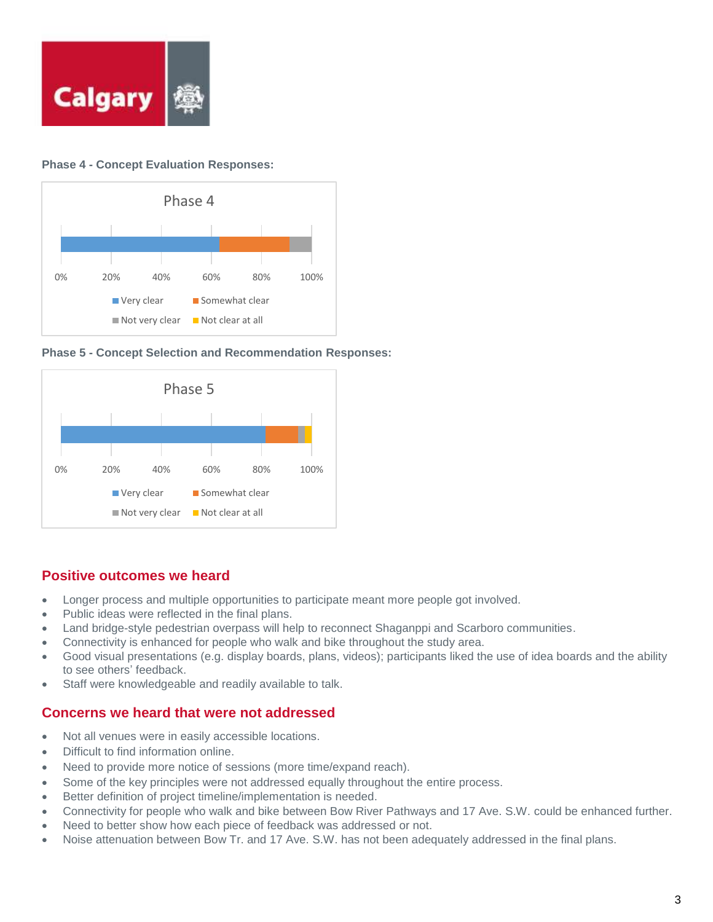**Phase 4 - Concept Evaluation Responses:**

Phase 4

0% 20% 40% 60% 80% 100%

Very clear | Somewhat clear | Not very clear | Not clear at all

**Phase 5 - Concept Selection and Recommendation Responses:**

Phase 5

0% 20% 40% 60% 80% 100%

Very clear | Somewhat clear | Not very clear | Not clear at all

## Positive outcomes we heard

- Longer process and multiple opportunities to participate meant more people got involved.
- Public ideas were reflected in the final plans.
- Land bridge-style pedestrian overpass will help to reconnect Shaganppi and Scarboro communities.
- Connectivity is enhanced for people who walk and bike throughout the study area.
- Good visual presentations (e.g. display boards, plans, videos); participants liked the use of idea boards and the ability to see others' feedback.
- Staff were knowledgeable and readily available to talk.

## Concerns we heard that were not addressed

- Not all venues were in easily accessible locations.
- Difficult to find information online.
- Need to provide more notice of sessions (more time/expand reach).
- Some of the key principles were not addressed equally throughout the entire process.
- Better definition of project timeline/implementation is needed.
- Connectivity for people who walk and bike between Bow River Pathways and 17 Ave. S.W. could be enhanced further.
- Need to better show how each piece of feedback was addressed or not.
- Noise attenuation between Bow Tr. and 17 Ave. S.W. has not been adequately addressed in the final plans.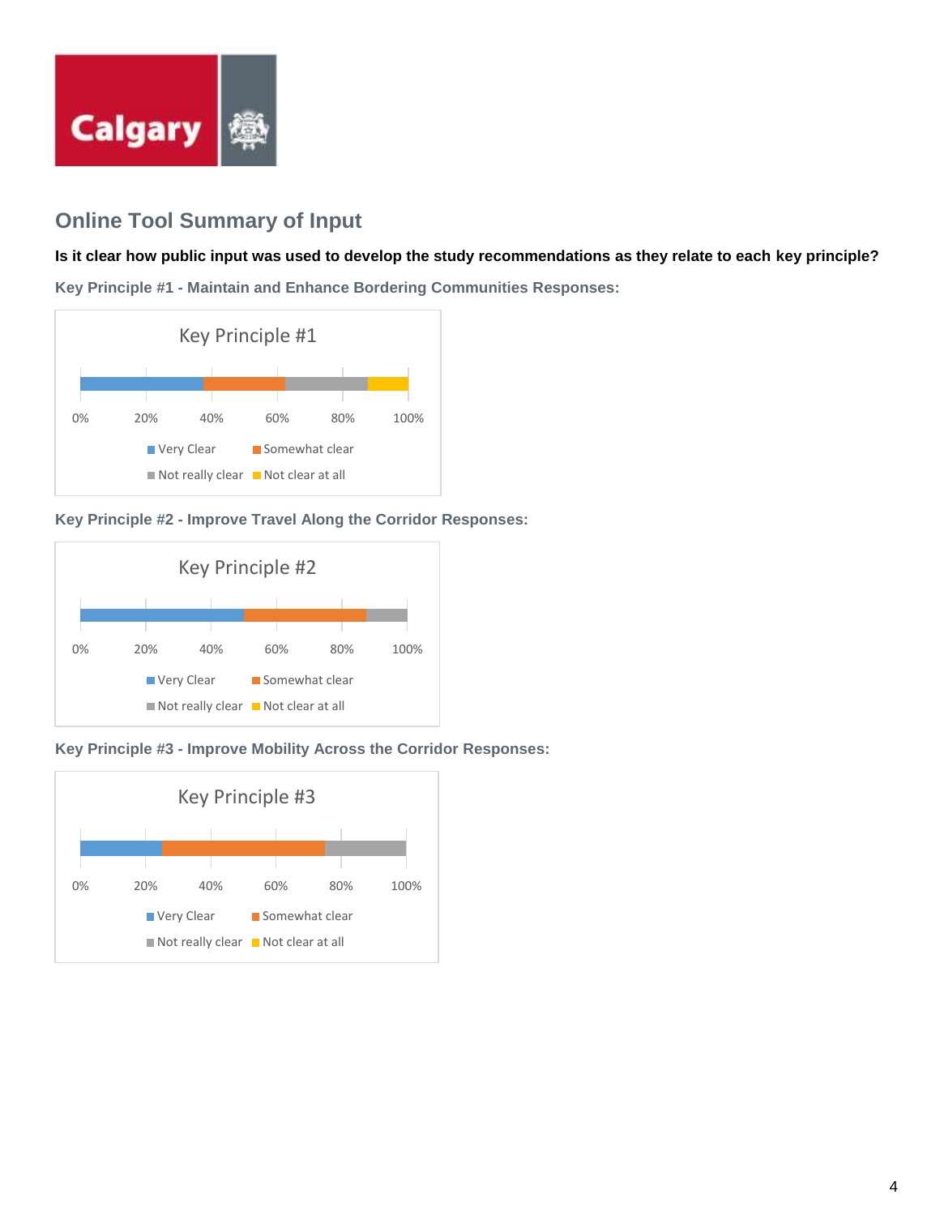## Online Tool Summary of Input

**Is it clear how public input was used to develop the study recommendations as they relate to each key principle?**

### Key Principle #1 - Maintain and Enhance Bordering Communities Responses:

Key Principle #1

0% 20% 40% 60% 80% 100%

Very Clear | Somewhat clear | Not really clear | Not clear at all

### Key Principle #2 - Improve Travel Along the Corridor Responses:

Key Principle #2

0% 20% 40% 60% 80% 100%

Very Clear | Somewhat clear | Not really clear | Not clear at all

### Key Principle #3 - Improve Mobility Across the Corridor Responses:

Key Principle #3

0% 20% 40% 60% 80% 100%

Very Clear | Somewhat clear | Not really clear | Not clear at all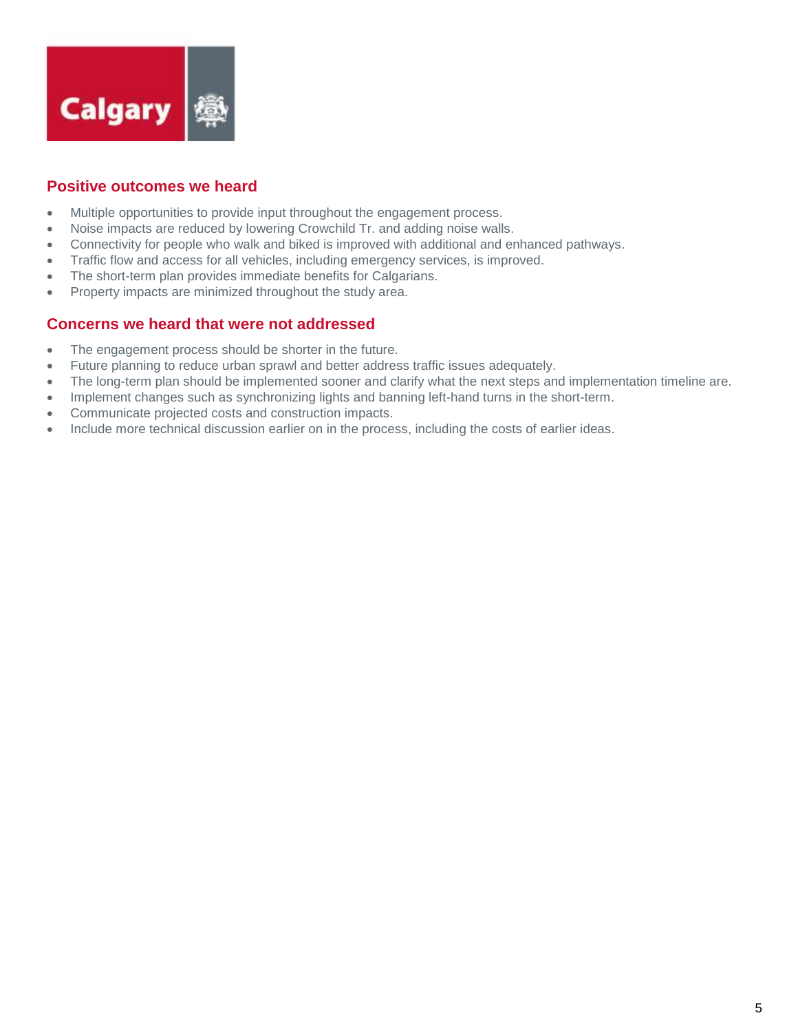## Positive outcomes we heard

- Multiple opportunities to provide input throughout the engagement process.
- Noise impacts are reduced by lowering Crowchild Tr. and adding noise walls.
- Connectivity for people who walk and biked is improved with additional and enhanced pathways.
- Traffic flow and access for all vehicles, including emergency services, is improved.
- The short-term plan provides immediate benefits for Calgarians.
- Property impacts are minimized throughout the study area.

## Concerns we heard that were not addressed

- The engagement process should be shorter in the future.
- Future planning to reduce urban sprawl and better address traffic issues adequately.
- The long-term plan should be implemented sooner and clarify what the next steps and implementation timeline are.
- Implement changes such as synchronizing lights and banning left-hand turns in the short-term.
- Communicate projected costs and construction impacts.
- Include more technical discussion earlier on in the process, including the costs of earlier ideas.